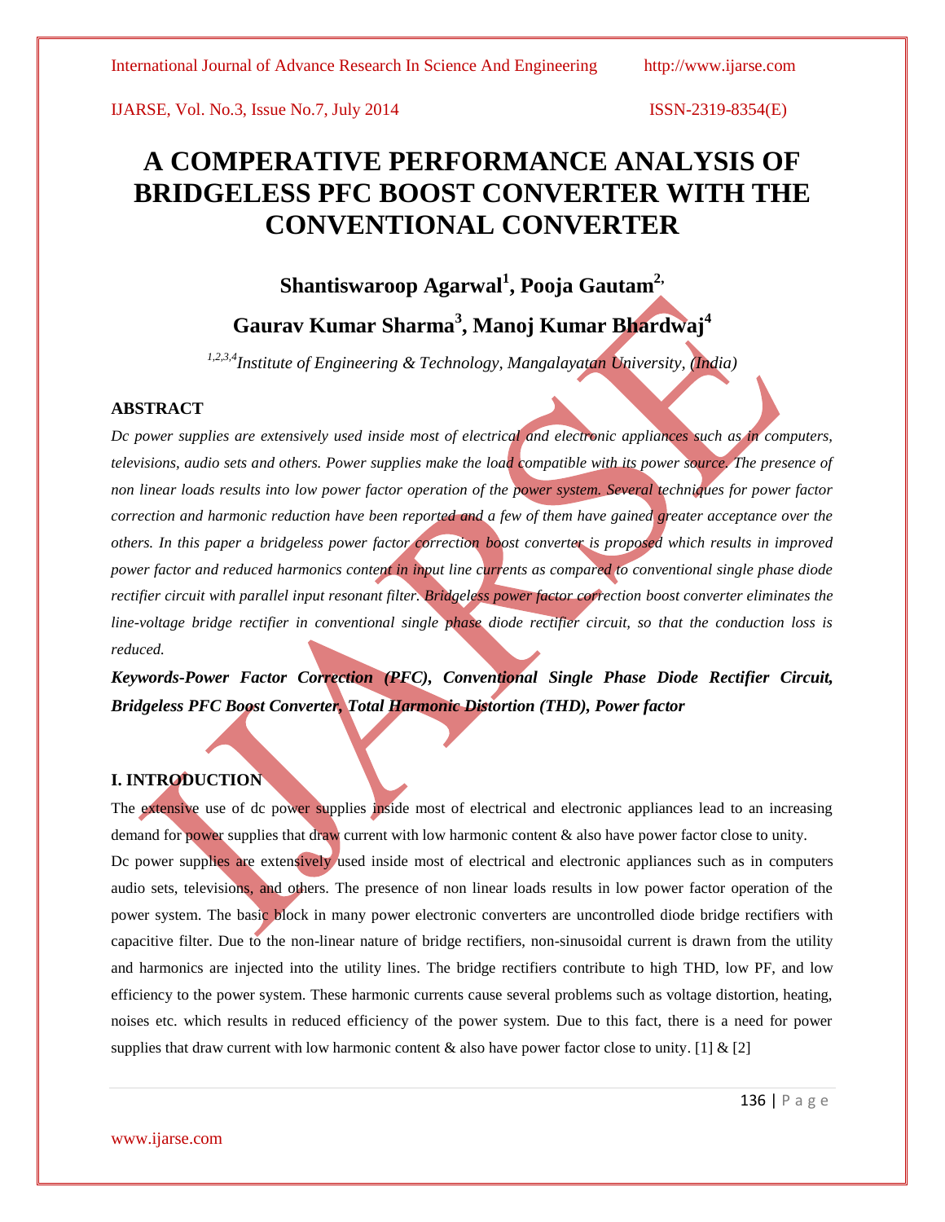# A COMPERATIVE PERFORMANCE ANALYSIS OF BRIDGELESS PFC BOOST CONVERTER WITH THE CONVENTIONAL CONVERTER

**Shantiswaroop Agarwal[1], Pooja Gautam[2], Gaurav Kumar Sharma[3], Manoj Kumar Bhardwaj[4]**

[1,2,3,4] *Institute of Engineering & Technology, Mangalayatan University, (India)*

## ABSTRACT

*Dc power supplies are extensively used inside most of electrical and electronic appliances such as in computers, televisions, audio sets and others. Power supplies make the load compatible with its power source. The presence of non linear loads results into low power factor operation of the power system. Several techniques for power factor correction and harmonic reduction have been reported and a few of them have gained greater acceptance over the others. In this paper a bridgeless power factor correction boost converter is proposed which results in improved power factor and reduced harmonics content in input line currents as compared to conventional single phase diode rectifier circuit with parallel input resonant filter. Bridgeless power factor correction boost converter eliminates the line-voltage bridge rectifier in conventional single phase diode rectifier circuit, so that the conduction loss is reduced.*

***Keywords-Power Factor Correction (PFC), Conventional Single Phase Diode Rectifier Circuit, Bridgeless PFC Boost Converter, Total Harmonic Distortion (THD), Power factor***

## I. INTRODUCTION

The extensive use of dc power supplies inside most of electrical and electronic appliances lead to an increasing demand for power supplies that draw current with low harmonic content & also have power factor close to unity.

Dc power supplies are extensively used inside most of electrical and electronic appliances such as in computers audio sets, televisions, and others. The presence of non linear loads results in low power factor operation of the power system. The basic block in many power electronic converters are uncontrolled diode bridge rectifiers with capacitive filter. Due to the non-linear nature of bridge rectifiers, non-sinusoidal current is drawn from the utility and harmonics are injected into the utility lines. The bridge rectifiers contribute to high THD, low PF, and low efficiency to the power system. These harmonic currents cause several problems such as voltage distortion, heating, noises etc. which results in reduced efficiency of the power system. Due to this fact, there is a need for power supplies that draw current with low harmonic content & also have power factor close to unity. [1] & [2]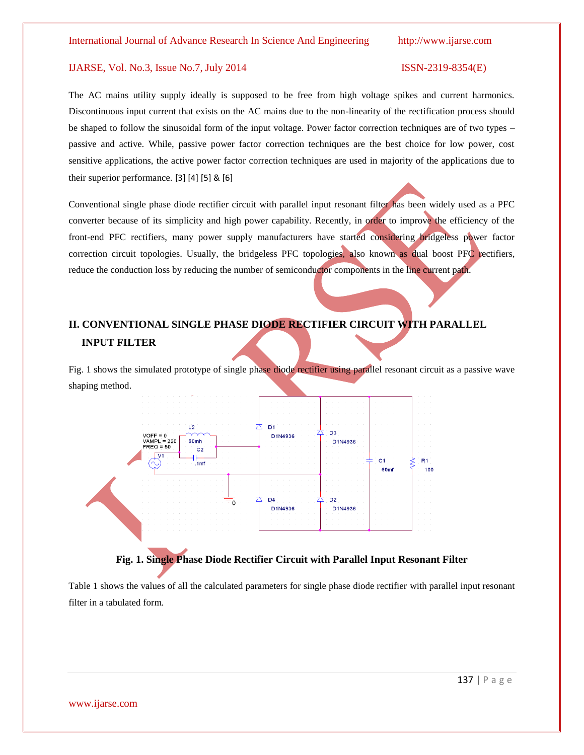The AC mains utility supply ideally is supposed to be free from high voltage spikes and current harmonics. Discontinuous input current that exists on the AC mains due to the non-linearity of the rectification process should be shaped to follow the sinusoidal form of the input voltage. Power factor correction techniques are of two types – passive and active. While, passive power factor correction techniques are the best choice for low power, cost sensitive applications, the active power factor correction techniques are used in majority of the applications due to their superior performance. [3] [4] [5] & [6]

Conventional single phase diode rectifier circuit with parallel input resonant filter has been widely used as a PFC converter because of its simplicity and high power capability. Recently, in order to improve the efficiency of the front-end PFC rectifiers, many power supply manufacturers have started considering bridgeless power factor correction circuit topologies. Usually, the bridgeless PFC topologies, also known as dual boost PFC rectifiers, reduce the conduction loss by reducing the number of semiconductor components in the line current path.

## II. CONVENTIONAL SINGLE PHASE DIODE RECTIFIER CIRCUIT WITH PARALLEL INPUT FILTER

Fig. 1 shows the simulated prototype of single phase diode rectifier using parallel resonant circuit as a passive wave shaping method.

**Fig. 1. Single Phase Diode Rectifier Circuit with Parallel Input Resonant Filter**

Table 1 shows the values of all the calculated parameters for single phase diode rectifier with parallel input resonant filter in a tabulated form.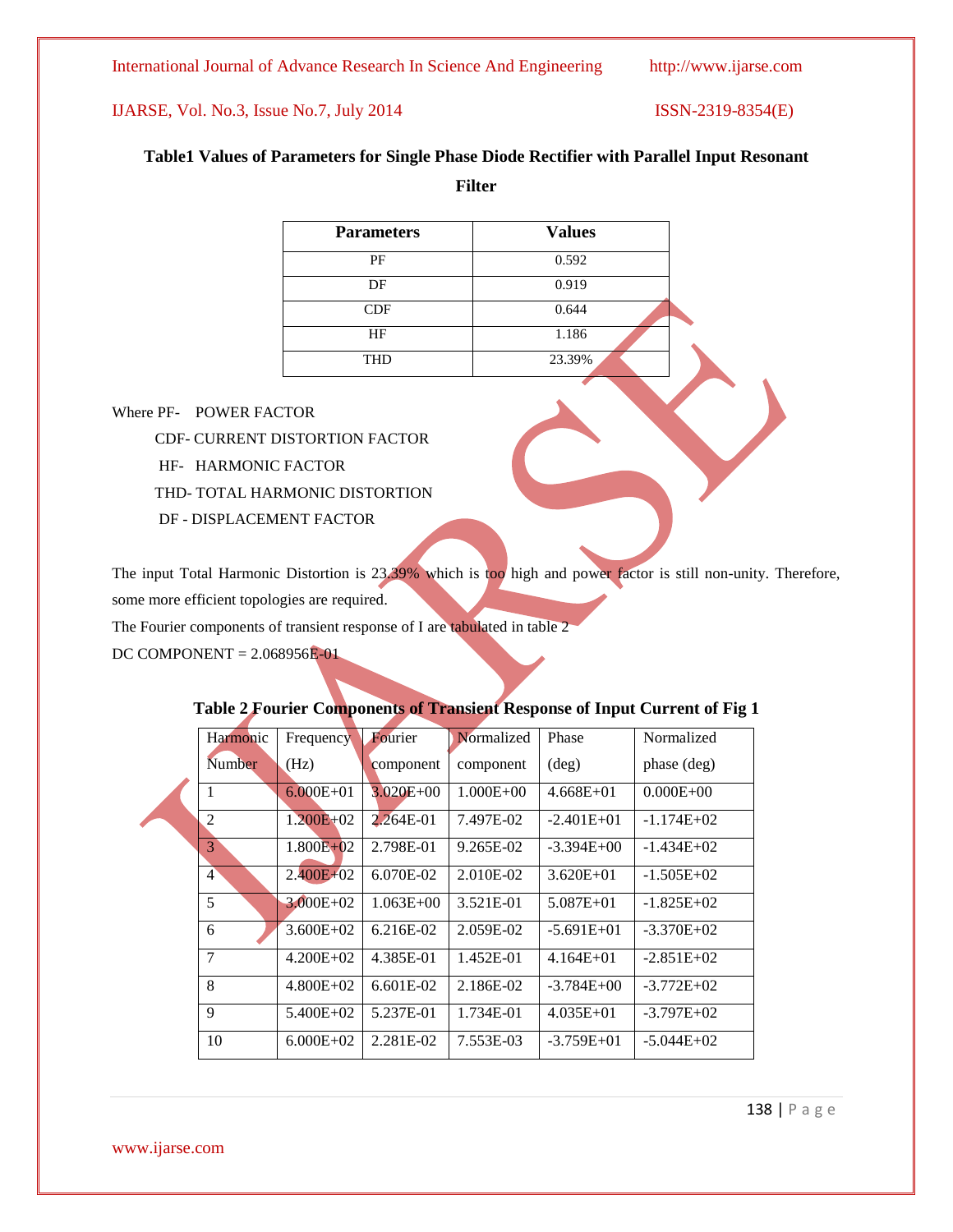**Table1 Values of Parameters for Single Phase Diode Rectifier with Parallel Input Resonant Filter**

| Parameters | Values |
| --- | --- |
| PF | 0.592 |
| DF | 0.919 |
| CDF | 0.644 |
| HF | 1.186 |
| THD | 23.39% |

Where PF- POWER FACTOR

CDF- CURRENT DISTORTION FACTOR

HF- HARMONIC FACTOR

THD- TOTAL HARMONIC DISTORTION

DF - DISPLACEMENT FACTOR

The input Total Harmonic Distortion is 23.39% which is too high and power factor is still non-unity. Therefore, some more efficient topologies are required.

The Fourier components of transient response of I are tabulated in table 2

DC COMPONENT = 2.068956E-01

**Table 2 Fourier Components of Transient Response of Input Current of Fig 1**

| Harmonic Number | Frequency (Hz) | Fourier component | Normalized component | Phase (deg) | Normalized phase (deg) |
| --- | --- | --- | --- | --- | --- |
| 1 | 6.000E+01 | 3.020E+00 | 1.000E+00 | 4.668E+01 | 0.000E+00 |
| 2 | 1.200E+02 | 2.264E-01 | 7.497E-02 | -2.401E+01 | -1.174E+02 |
| 3 | 1.800E+02 | 2.798E-01 | 9.265E-02 | -3.394E+00 | -1.434E+02 |
| 4 | 2.400E+02 | 6.070E-02 | 2.010E-02 | 3.620E+01 | -1.505E+02 |
| 5 | 3.000E+02 | 1.063E+00 | 3.521E-01 | 5.087E+01 | -1.825E+02 |
| 6 | 3.600E+02 | 6.216E-02 | 2.059E-02 | -5.691E+01 | -3.370E+02 |
| 7 | 4.200E+02 | 4.385E-01 | 1.452E-01 | 4.164E+01 | -2.851E+02 |
| 8 | 4.800E+02 | 6.601E-02 | 2.186E-02 | -3.784E+00 | -3.772E+02 |
| 9 | 5.400E+02 | 5.237E-01 | 1.734E-01 | 4.035E+01 | -3.797E+02 |
| 10 | 6.000E+02 | 2.281E-02 | 7.553E-03 | -3.759E+01 | -5.044E+02 |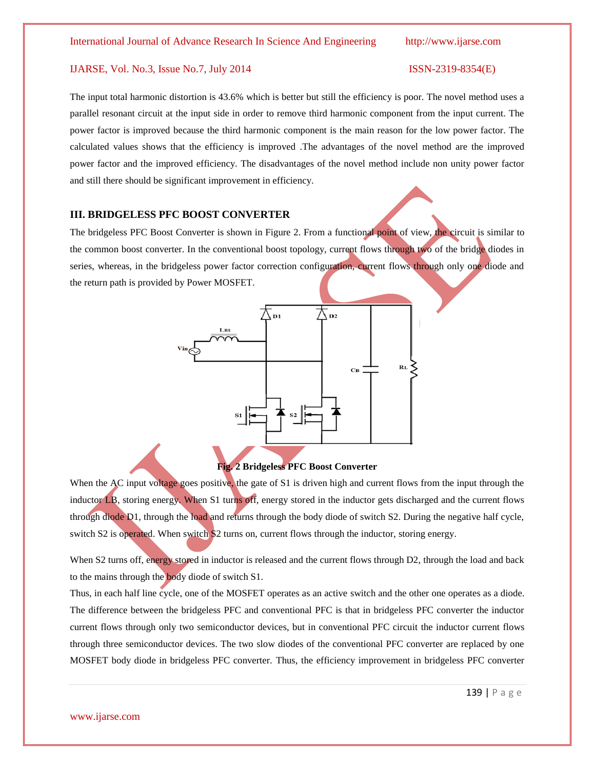The input total harmonic distortion is 43.6% which is better but still the efficiency is poor. The novel method uses a parallel resonant circuit at the input side in order to remove third harmonic component from the input current. The power factor is improved because the third harmonic component is the main reason for the low power factor. The calculated values shows that the efficiency is improved .The advantages of the novel method are the improved power factor and the improved efficiency. The disadvantages of the novel method include non unity power factor and still there should be significant improvement in efficiency.

## III. BRIDGELESS PFC BOOST CONVERTER

The bridgeless PFC Boost Converter is shown in Figure 2. From a functional point of view, the circuit is similar to the common boost converter. In the conventional boost topology, current flows through two of the bridge diodes in series, whereas, in the bridgeless power factor correction configuration, current flows through only one diode and the return path is provided by Power MOSFET.

**Fig. 2 Bridgeless PFC Boost Converter**

When the AC input voltage goes positive, the gate of S1 is driven high and current flows from the input through the inductor LB, storing energy. When S1 turns off, energy stored in the inductor gets discharged and the current flows through diode D1, through the load and returns through the body diode of switch S2. During the negative half cycle, switch S2 is operated. When switch S2 turns on, current flows through the inductor, storing energy.

When S2 turns off, energy stored in inductor is released and the current flows through D2, through the load and back to the mains through the body diode of switch S1.

Thus, in each half line cycle, one of the MOSFET operates as an active switch and the other one operates as a diode. The difference between the bridgeless PFC and conventional PFC is that in bridgeless PFC converter the inductor current flows through only two semiconductor devices, but in conventional PFC circuit the inductor current flows through three semiconductor devices. The two slow diodes of the conventional PFC converter are replaced by one MOSFET body diode in bridgeless PFC converter. Thus, the efficiency improvement in bridgeless PFC converter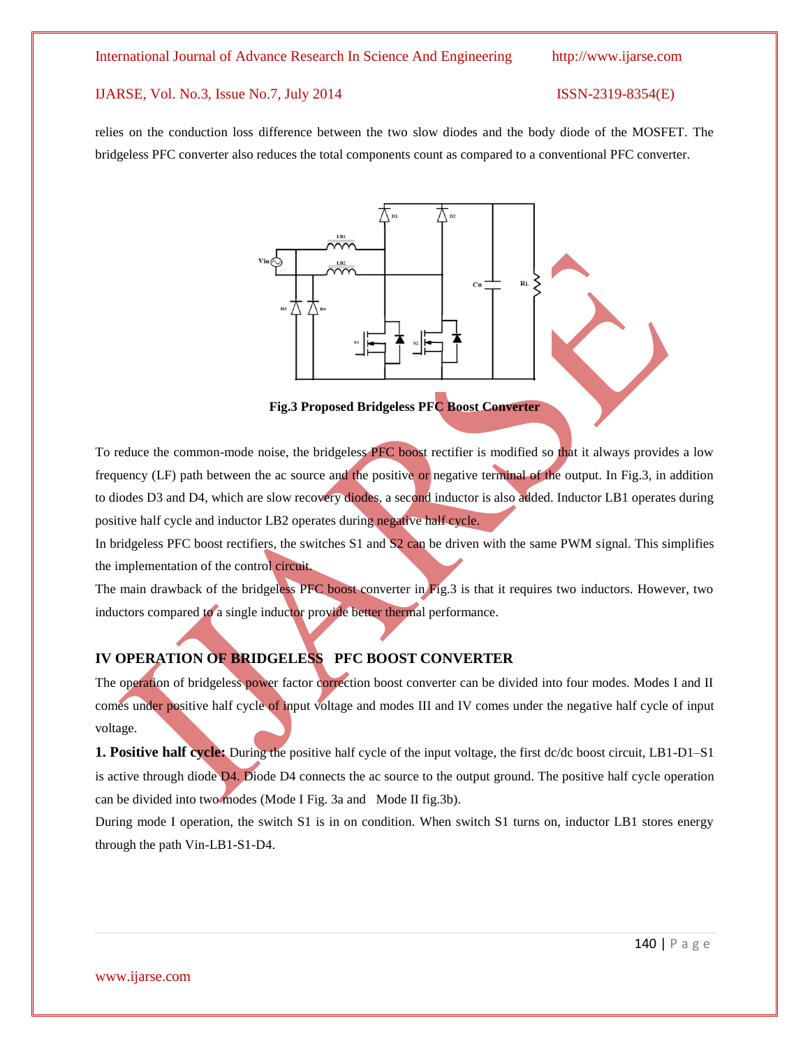relies on the conduction loss difference between the two slow diodes and the body diode of the MOSFET. The bridgeless PFC converter also reduces the total components count as compared to a conventional PFC converter.

**Fig.3 Proposed Bridgeless PFC Boost Converter**

To reduce the common-mode noise, the bridgeless PFC boost rectifier is modified so that it always provides a low frequency (LF) path between the ac source and the positive or negative terminal of the output. In Fig.3, in addition to diodes D3 and D4, which are slow recovery diodes, a second inductor is also added. Inductor LB1 operates during positive half cycle and inductor LB2 operates during negative half cycle.

In bridgeless PFC boost rectifiers, the switches S1 and S2 can be driven with the same PWM signal. This simplifies the implementation of the control circuit.

The main drawback of the bridgeless PFC boost converter in Fig.3 is that it requires two inductors. However, two inductors compared to a single inductor provide better thermal performance.

## IV OPERATION OF BRIDGELESS PFC BOOST CONVERTER

The operation of bridgeless power factor correction boost converter can be divided into four modes. Modes I and II comes under positive half cycle of input voltage and modes III and IV comes under the negative half cycle of input voltage.

**1. Positive half cycle:** During the positive half cycle of the input voltage, the first dc/dc boost circuit, LB1-D1–S1 is active through diode D4. Diode D4 connects the ac source to the output ground. The positive half cycle operation can be divided into two modes (Mode I Fig. 3a and Mode II fig.3b).

During mode I operation, the switch S1 is in on condition. When switch S1 turns on, inductor LB1 stores energy through the path Vin-LB1-S1-D4.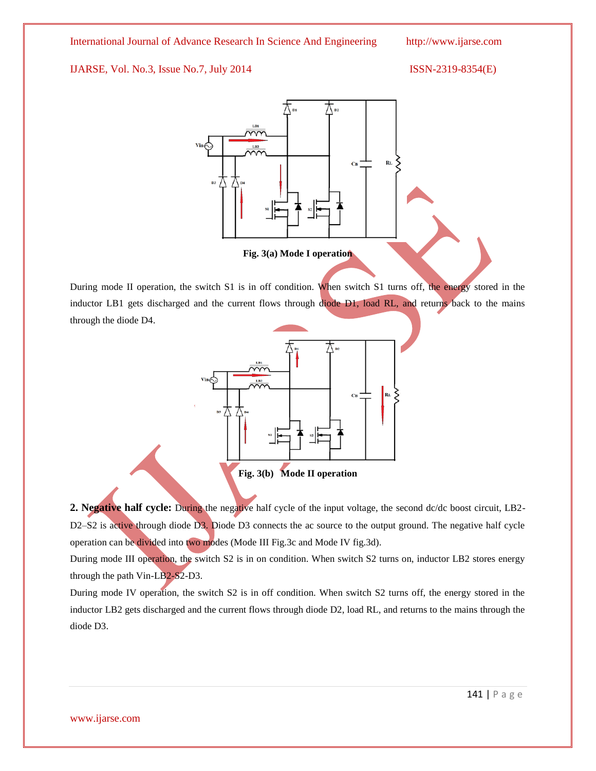Fig. 3(a) Mode I operation

During mode II operation, the switch S1 is in off condition. When switch S1 turns off, the energy stored in the inductor LB1 gets discharged and the current flows through diode D1, load RL, and returns back to the mains through the diode D4.

Fig. 3(b) Mode II operation

**2. Negative half cycle:** During the negative half cycle of the input voltage, the second dc/dc boost circuit, LB2-D2–S2 is active through diode D3. Diode D3 connects the ac source to the output ground. The negative half cycle operation can be divided into two modes (Mode III Fig.3c and Mode IV fig.3d).

During mode III operation, the switch S2 is in on condition. When switch S2 turns on, inductor LB2 stores energy through the path Vin-LB2-S2-D3.

During mode IV operation, the switch S2 is in off condition. When switch S2 turns off, the energy stored in the inductor LB2 gets discharged and the current flows through diode D2, load RL, and returns to the mains through the diode D3.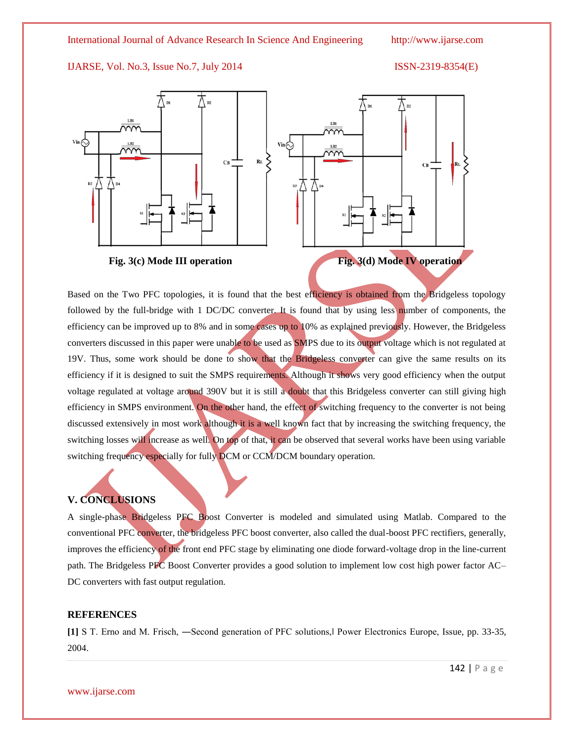Fig. 3(c) Mode III operation

Fig. 3(d) Mode IV operation

Based on the Two PFC topologies, it is found that the best efficiency is obtained from the Bridgeless topology followed by the full-bridge with 1 DC/DC converter. It is found that by using less number of components, the efficiency can be improved up to 8% and in some cases up to 10% as explained previously. However, the Bridgeless converters discussed in this paper were unable to be used as SMPS due to its output voltage which is not regulated at 19V. Thus, some work should be done to show that the Bridgeless converter can give the same results on its efficiency if it is designed to suit the SMPS requirements. Although it shows very good efficiency when the output voltage regulated at voltage around 390V but it is still a doubt that this Bridgeless converter can still giving high efficiency in SMPS environment. On the other hand, the effect of switching frequency to the converter is not being discussed extensively in most work although it is a well known fact that by increasing the switching frequency, the switching losses will increase as well. On top of that, it can be observed that several works have been using variable switching frequency especially for fully DCM or CCM/DCM boundary operation.

## V. CONCLUSIONS

A single-phase Bridgeless PFC Boost Converter is modeled and simulated using Matlab. Compared to the conventional PFC converter, the bridgeless PFC boost converter, also called the dual-boost PFC rectifiers, generally, improves the efficiency of the front end PFC stage by eliminating one diode forward-voltage drop in the line-current path. The Bridgeless PFC Boost Converter provides a good solution to implement low cost high power factor AC–DC converters with fast output regulation.

## REFERENCES

**[1]** S T. Erno and M. Frisch, ―Second generation of PFC solutions,‖ Power Electronics Europe, Issue, pp. 33-35, 2004.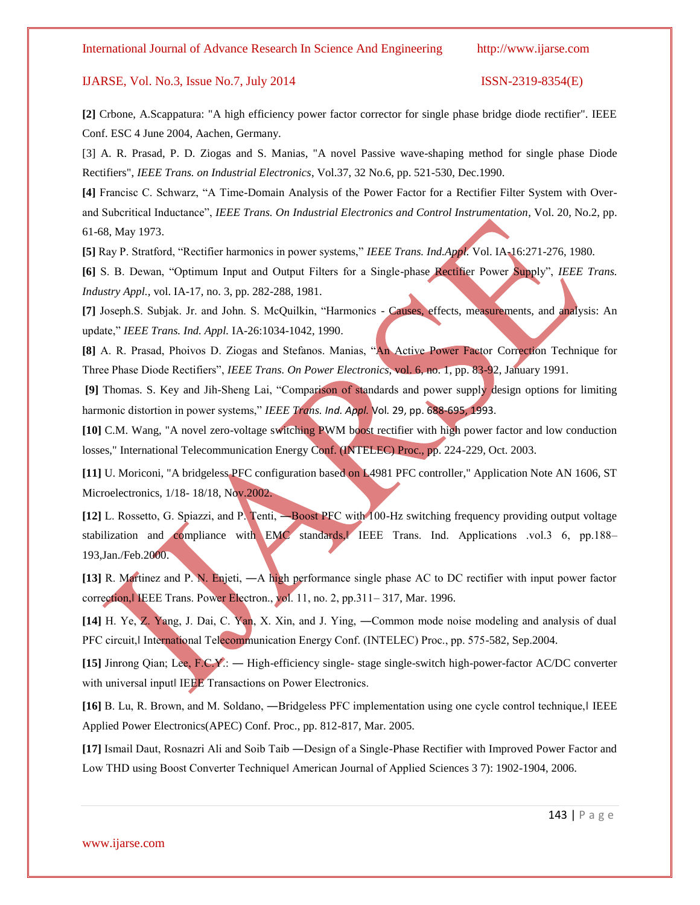**[2]** Crbone, A.Scappatura: "A high efficiency power factor corrector for single phase bridge diode rectifier". IEEE Conf. ESC 4 June 2004, Aachen, Germany.

[3] A. R. Prasad, P. D. Ziogas and S. Manias, "A novel Passive wave-shaping method for single phase Diode Rectifiers", *IEEE Trans. on Industrial Electronics*, Vol.37, 32 No.6, pp. 521-530, Dec.1990.

**[4]** Francisc C. Schwarz, "A Time-Domain Analysis of the Power Factor for a Rectifier Filter System with Over- and Subcritical Inductance", *IEEE Trans. On Industrial Electronics and Control Instrumentation*, Vol. 20, No.2, pp. 61-68, May 1973.

**[5]** Ray P. Stratford, "Rectifier harmonics in power systems," *IEEE Trans. Ind.Appl.* Vol. IA-16:271-276, 1980.

**[6]** S. B. Dewan, "Optimum Input and Output Filters for a Single-phase Rectifier Power Supply", *IEEE Trans. Industry Appl.*, vol. IA-17, no. 3, pp. 282-288, 1981.

**[7]** Joseph.S. Subjak. Jr. and John. S. McQuilkin, "Harmonics - Causes, effects, measurements, and analysis: An update," *IEEE Trans. Ind. Appl.* IA-26:1034-1042, 1990.

**[8]** A. R. Prasad, Phoivos D. Ziogas and Stefanos. Manias, "An Active Power Factor Correction Technique for Three Phase Diode Rectifiers", *IEEE Trans. On Power Electronics*, vol. 6, no. 1, pp. 83-92, January 1991.

**[9]** Thomas. S. Key and Jih-Sheng Lai, "Comparison of standards and power supply design options for limiting harmonic distortion in power systems," *IEEE Trans. Ind. Appl.* Vol. 29, pp. 688-695, 1993.

**[10]** C.M. Wang, "A novel zero-voltage switching PWM boost rectifier with high power factor and low conduction losses," International Telecommunication Energy Conf. (INTELEC) Proc., pp. 224-229, Oct. 2003.

**[11]** U. Moriconi, "A bridgeless PFC configuration based on L4981 PFC controller," Application Note AN 1606, ST Microelectronics, 1/18- 18/18, Nov.2002.

**[12]** L. Rossetto, G. Spiazzi, and P. Tenti, ―Boost PFC with 100-Hz switching frequency providing output voltage stabilization and compliance with EMC standards,‖ IEEE Trans. Ind. Applications .vol.3 6, pp.188–193,Jan./Feb.2000.

**[13]** R. Martinez and P. N. Enjeti, ―A high performance single phase AC to DC rectifier with input power factor correction,‖ IEEE Trans. Power Electron., vol. 11, no. 2, pp.311– 317, Mar. 1996.

**[14]** H. Ye, Z. Yang, J. Dai, C. Yan, X. Xin, and J. Ying, ―Common mode noise modeling and analysis of dual PFC circuit,‖ International Telecommunication Energy Conf. (INTELEC) Proc., pp. 575-582, Sep.2004.

**[15]** Jinrong Qian; Lee, F.C.Y.: ― High-efficiency single- stage single-switch high-power-factor AC/DC converter with universal input‖ IEEE Transactions on Power Electronics.

**[16]** B. Lu, R. Brown, and M. Soldano, ―Bridgeless PFC implementation using one cycle control technique,‖ IEEE Applied Power Electronics(APEC) Conf. Proc., pp. 812-817, Mar. 2005.

**[17]** Ismail Daut, Rosnazri Ali and Soib Taib ―Design of a Single-Phase Rectifier with Improved Power Factor and Low THD using Boost Converter Technique‖ American Journal of Applied Sciences 3 7): 1902-1904, 2006.